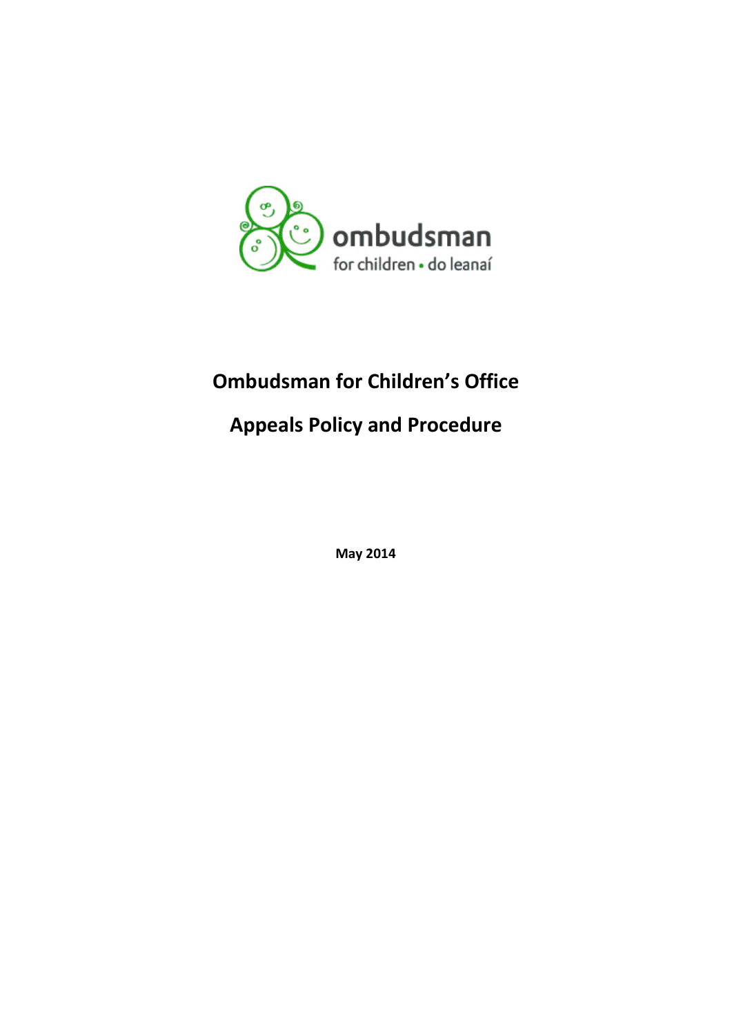ombudsman

for children • do leanaí

# Ombudsman for Children's Office

# Appeals Policy and Procedure

**May 2014**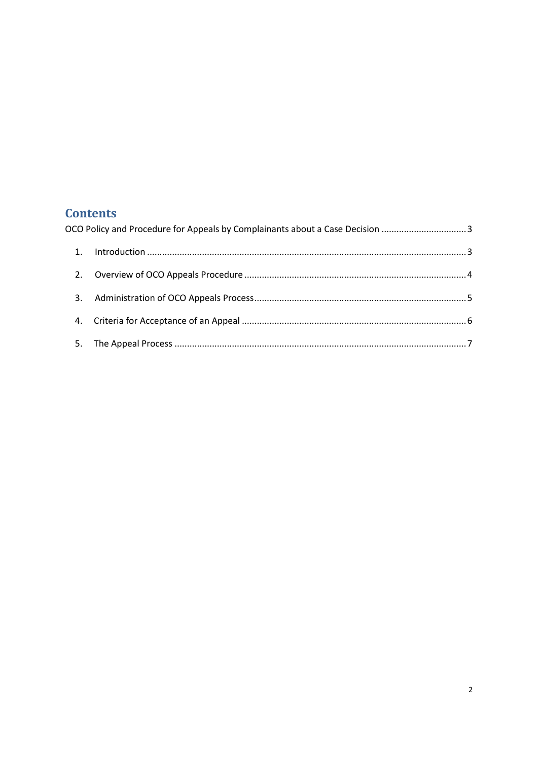# Contents

OCO Policy and Procedure for Appeals by Complainants about a Case Decision .................................. 3

1. Introduction .............................................................................................................................. 3
2. Overview of OCO Appeals Procedure ........................................................................................ 4
3. Administration of OCO Appeals Process .................................................................................... 5
4. Criteria for Acceptance of an Appeal ......................................................................................... 6
5. The Appeal Process .................................................................................................................... 7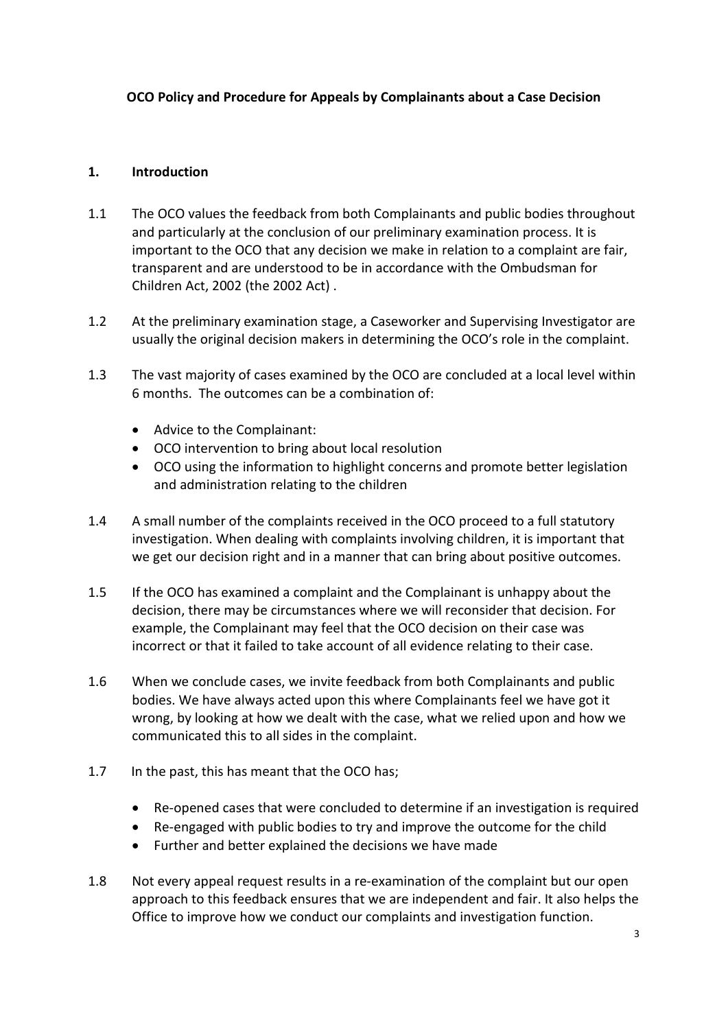**OCO Policy and Procedure for Appeals by Complainants about a Case Decision**

## 1. Introduction

1.1 The OCO values the feedback from both Complainants and public bodies throughout and particularly at the conclusion of our preliminary examination process. It is important to the OCO that any decision we make in relation to a complaint are fair, transparent and are understood to be in accordance with the Ombudsman for Children Act, 2002 (the 2002 Act) .

1.2 At the preliminary examination stage, a Caseworker and Supervising Investigator are usually the original decision makers in determining the OCO's role in the complaint.

1.3 The vast majority of cases examined by the OCO are concluded at a local level within 6 months. The outcomes can be a combination of:

- Advice to the Complainant:
- OCO intervention to bring about local resolution
- OCO using the information to highlight concerns and promote better legislation and administration relating to the children

1.4 A small number of the complaints received in the OCO proceed to a full statutory investigation. When dealing with complaints involving children, it is important that we get our decision right and in a manner that can bring about positive outcomes.

1.5 If the OCO has examined a complaint and the Complainant is unhappy about the decision, there may be circumstances where we will reconsider that decision. For example, the Complainant may feel that the OCO decision on their case was incorrect or that it failed to take account of all evidence relating to their case.

1.6 When we conclude cases, we invite feedback from both Complainants and public bodies. We have always acted upon this where Complainants feel we have got it wrong, by looking at how we dealt with the case, what we relied upon and how we communicated this to all sides in the complaint.

1.7 In the past, this has meant that the OCO has;

- Re-opened cases that were concluded to determine if an investigation is required
- Re-engaged with public bodies to try and improve the outcome for the child
- Further and better explained the decisions we have made

1.8 Not every appeal request results in a re-examination of the complaint but our open approach to this feedback ensures that we are independent and fair. It also helps the Office to improve how we conduct our complaints and investigation function.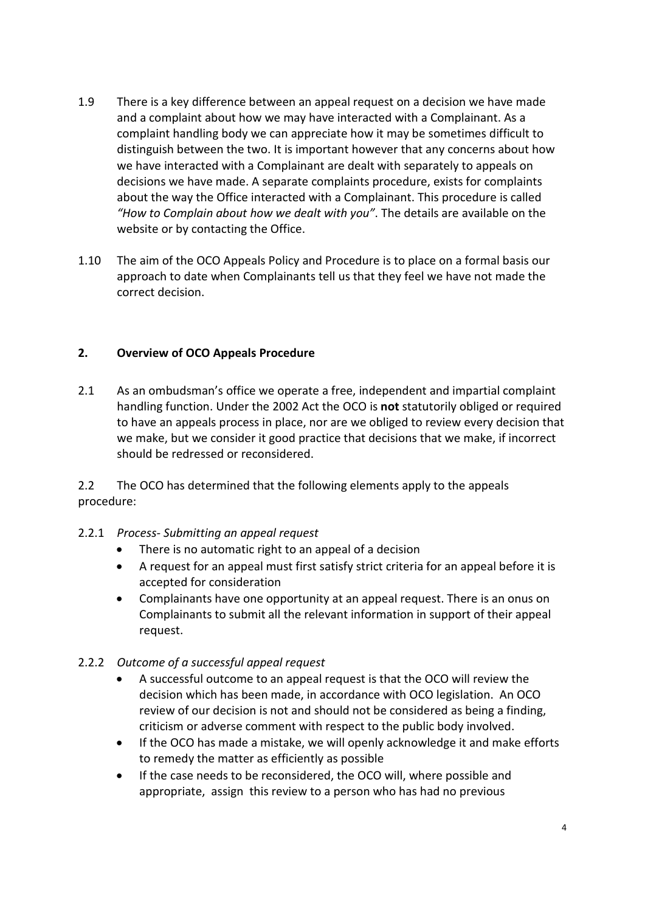1.9 There is a key difference between an appeal request on a decision we have made and a complaint about how we may have interacted with a Complainant. As a complaint handling body we can appreciate how it may be sometimes difficult to distinguish between the two. It is important however that any concerns about how we have interacted with a Complainant are dealt with separately to appeals on decisions we have made. A separate complaints procedure, exists for complaints about the way the Office interacted with a Complainant. This procedure is called *"How to Complain about how we dealt with you"*. The details are available on the website or by contacting the Office.

1.10 The aim of the OCO Appeals Policy and Procedure is to place on a formal basis our approach to date when Complainants tell us that they feel we have not made the correct decision.

## 2. Overview of OCO Appeals Procedure

2.1 As an ombudsman's office we operate a free, independent and impartial complaint handling function. Under the 2002 Act the OCO is **not** statutorily obliged or required to have an appeals process in place, nor are we obliged to review every decision that we make, but we consider it good practice that decisions that we make, if incorrect should be redressed or reconsidered.

2.2 The OCO has determined that the following elements apply to the appeals procedure:

2.2.1 *Process- Submitting an appeal request*

- There is no automatic right to an appeal of a decision
- A request for an appeal must first satisfy strict criteria for an appeal before it is accepted for consideration
- Complainants have one opportunity at an appeal request. There is an onus on Complainants to submit all the relevant information in support of their appeal request.

2.2.2 *Outcome of a successful appeal request*

- A successful outcome to an appeal request is that the OCO will review the decision which has been made, in accordance with OCO legislation. An OCO review of our decision is not and should not be considered as being a finding, criticism or adverse comment with respect to the public body involved.
- If the OCO has made a mistake, we will openly acknowledge it and make efforts to remedy the matter as efficiently as possible
- If the case needs to be reconsidered, the OCO will, where possible and appropriate, assign this review to a person who has had no previous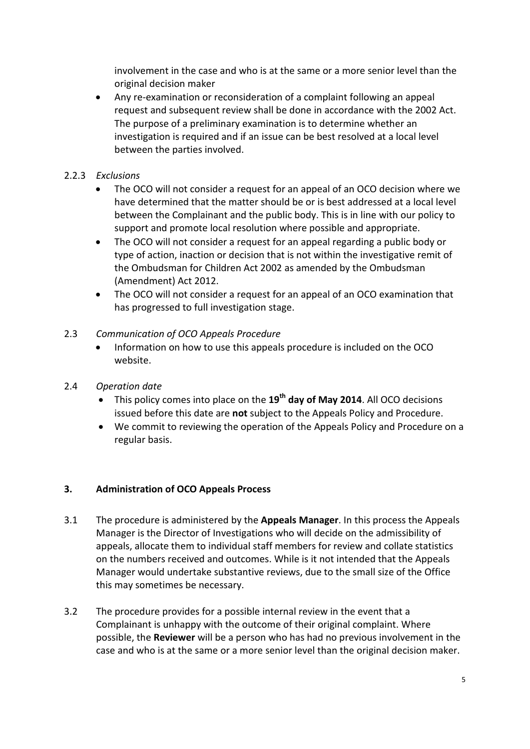involvement in the case and who is at the same or a more senior level than the original decision maker

- Any re-examination or reconsideration of a complaint following an appeal request and subsequent review shall be done in accordance with the 2002 Act. The purpose of a preliminary examination is to determine whether an investigation is required and if an issue can be best resolved at a local level between the parties involved.

2.2.3 *Exclusions*

- The OCO will not consider a request for an appeal of an OCO decision where we have determined that the matter should be or is best addressed at a local level between the Complainant and the public body. This is in line with our policy to support and promote local resolution where possible and appropriate.
- The OCO will not consider a request for an appeal regarding a public body or type of action, inaction or decision that is not within the investigative remit of the Ombudsman for Children Act 2002 as amended by the Ombudsman (Amendment) Act 2012.
- The OCO will not consider a request for an appeal of an OCO examination that has progressed to full investigation stage.

2.3 *Communication of OCO Appeals Procedure*

- Information on how to use this appeals procedure is included on the OCO website.

2.4 *Operation date*

- This policy comes into place on the **19th day of May 2014**. All OCO decisions issued before this date are **not** subject to the Appeals Policy and Procedure.
- We commit to reviewing the operation of the Appeals Policy and Procedure on a regular basis.

## 3. Administration of OCO Appeals Process

3.1 The procedure is administered by the **Appeals Manager**. In this process the Appeals Manager is the Director of Investigations who will decide on the admissibility of appeals, allocate them to individual staff members for review and collate statistics on the numbers received and outcomes. While is it not intended that the Appeals Manager would undertake substantive reviews, due to the small size of the Office this may sometimes be necessary.

3.2 The procedure provides for a possible internal review in the event that a Complainant is unhappy with the outcome of their original complaint. Where possible, the **Reviewer** will be a person who has had no previous involvement in the case and who is at the same or a more senior level than the original decision maker.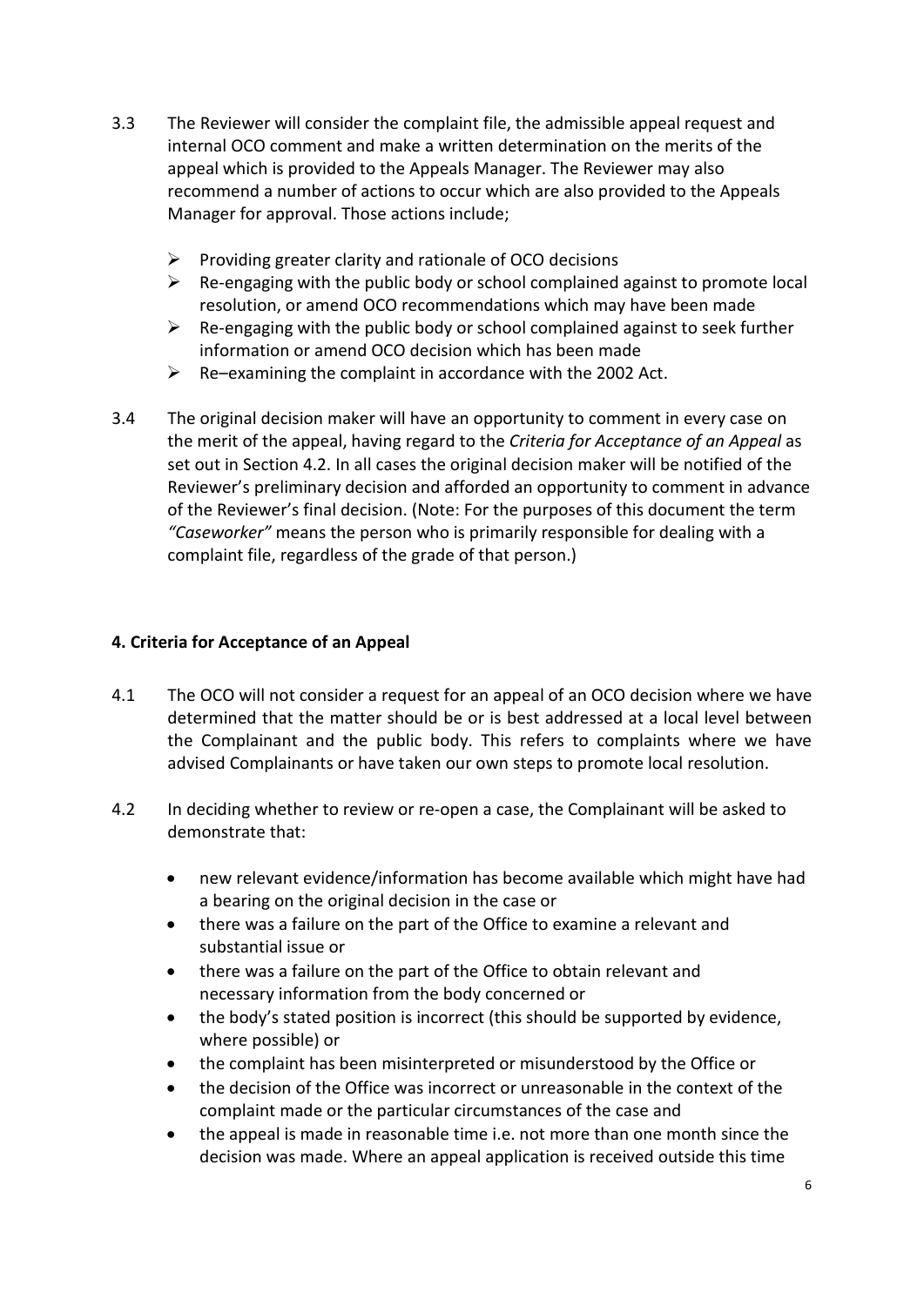3.3 The Reviewer will consider the complaint file, the admissible appeal request and internal OCO comment and make a written determination on the merits of the appeal which is provided to the Appeals Manager. The Reviewer may also recommend a number of actions to occur which are also provided to the Appeals Manager for approval. Those actions include;

- Providing greater clarity and rationale of OCO decisions
- Re-engaging with the public body or school complained against to promote local resolution, or amend OCO recommendations which may have been made
- Re-engaging with the public body or school complained against to seek further information or amend OCO decision which has been made
- Re–examining the complaint in accordance with the 2002 Act.

3.4 The original decision maker will have an opportunity to comment in every case on the merit of the appeal, having regard to the *Criteria for Acceptance of an Appeal* as set out in Section 4.2. In all cases the original decision maker will be notified of the Reviewer's preliminary decision and afforded an opportunity to comment in advance of the Reviewer's final decision. (Note: For the purposes of this document the term *"Caseworker"* means the person who is primarily responsible for dealing with a complaint file, regardless of the grade of that person.)

## 4. Criteria for Acceptance of an Appeal

4.1 The OCO will not consider a request for an appeal of an OCO decision where we have determined that the matter should be or is best addressed at a local level between the Complainant and the public body. This refers to complaints where we have advised Complainants or have taken our own steps to promote local resolution.

4.2 In deciding whether to review or re-open a case, the Complainant will be asked to demonstrate that:

- new relevant evidence/information has become available which might have had a bearing on the original decision in the case or
- there was a failure on the part of the Office to examine a relevant and substantial issue or
- there was a failure on the part of the Office to obtain relevant and necessary information from the body concerned or
- the body's stated position is incorrect (this should be supported by evidence, where possible) or
- the complaint has been misinterpreted or misunderstood by the Office or
- the decision of the Office was incorrect or unreasonable in the context of the complaint made or the particular circumstances of the case and
- the appeal is made in reasonable time i.e. not more than one month since the decision was made. Where an appeal application is received outside this time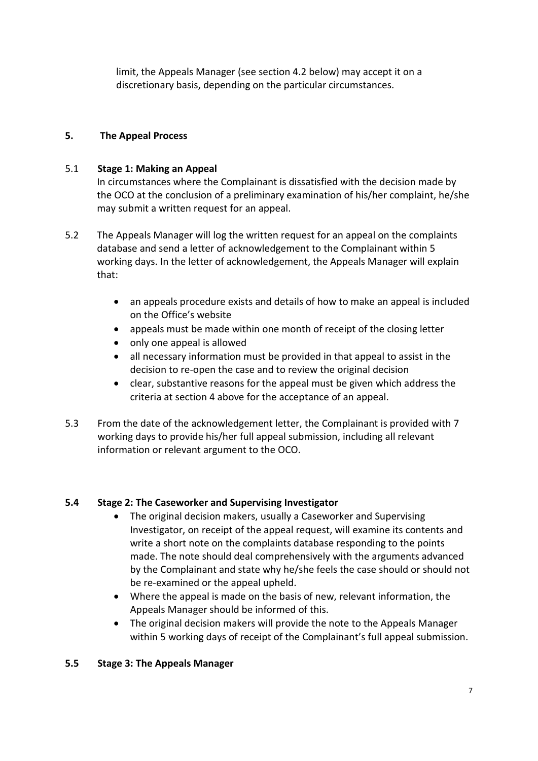limit, the Appeals Manager (see section 4.2 below) may accept it on a discretionary basis, depending on the particular circumstances.

## 5. The Appeal Process

5.1 **Stage 1: Making an Appeal**
In circumstances where the Complainant is dissatisfied with the decision made by the OCO at the conclusion of a preliminary examination of his/her complaint, he/she may submit a written request for an appeal.

5.2 The Appeals Manager will log the written request for an appeal on the complaints database and send a letter of acknowledgement to the Complainant within 5 working days. In the letter of acknowledgement, the Appeals Manager will explain that:

- an appeals procedure exists and details of how to make an appeal is included on the Office's website
- appeals must be made within one month of receipt of the closing letter
- only one appeal is allowed
- all necessary information must be provided in that appeal to assist in the decision to re-open the case and to review the original decision
- clear, substantive reasons for the appeal must be given which address the criteria at section 4 above for the acceptance of an appeal.

5.3 From the date of the acknowledgement letter, the Complainant is provided with 7 working days to provide his/her full appeal submission, including all relevant information or relevant argument to the OCO.

**5.4 Stage 2: The Caseworker and Supervising Investigator**

- The original decision makers, usually a Caseworker and Supervising Investigator, on receipt of the appeal request, will examine its contents and write a short note on the complaints database responding to the points made. The note should deal comprehensively with the arguments advanced by the Complainant and state why he/she feels the case should or should not be re-examined or the appeal upheld.
- Where the appeal is made on the basis of new, relevant information, the Appeals Manager should be informed of this.
- The original decision makers will provide the note to the Appeals Manager within 5 working days of receipt of the Complainant's full appeal submission.

**5.5 Stage 3: The Appeals Manager**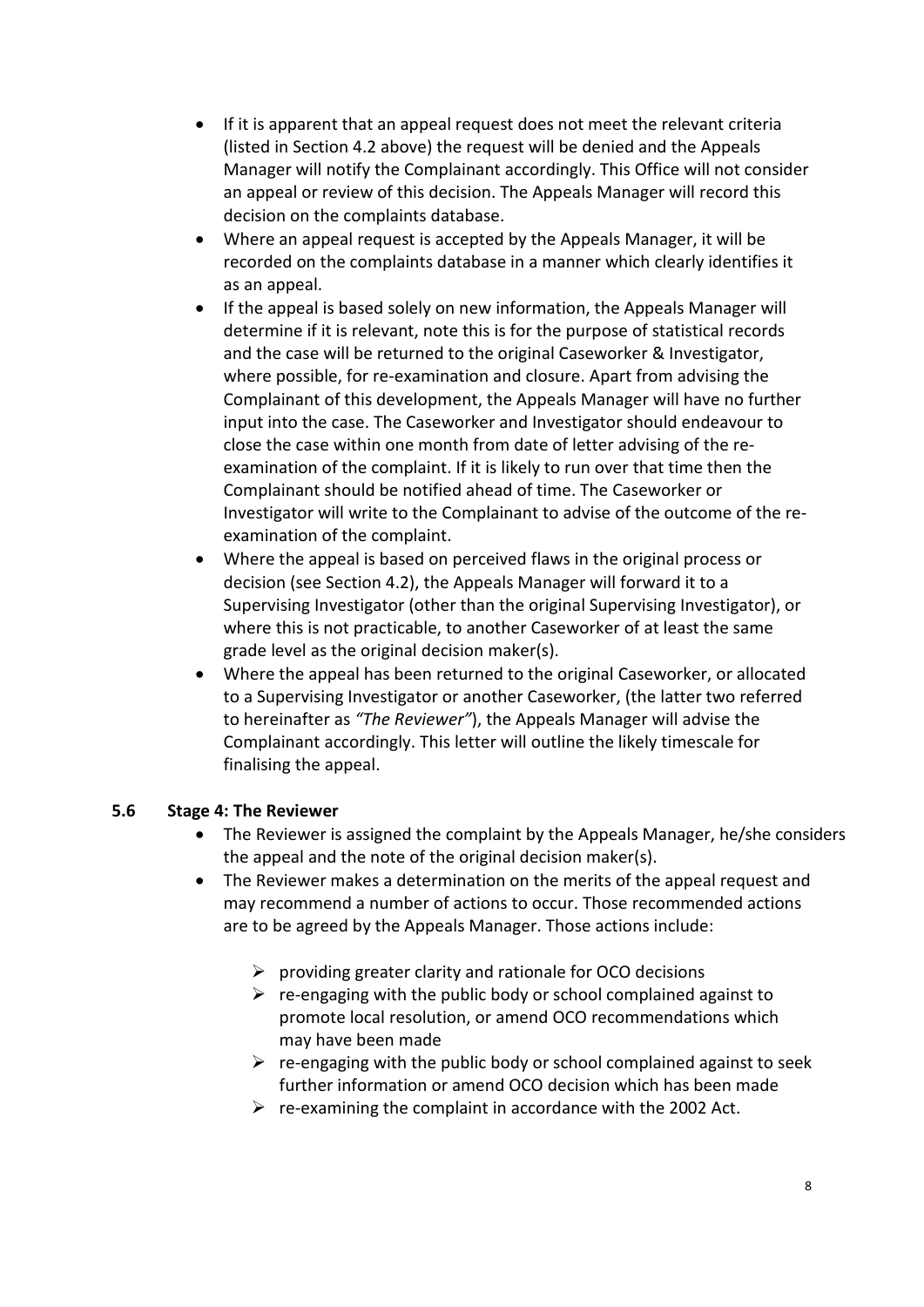- If it is apparent that an appeal request does not meet the relevant criteria (listed in Section 4.2 above) the request will be denied and the Appeals Manager will notify the Complainant accordingly. This Office will not consider an appeal or review of this decision. The Appeals Manager will record this decision on the complaints database.
- Where an appeal request is accepted by the Appeals Manager, it will be recorded on the complaints database in a manner which clearly identifies it as an appeal.
- If the appeal is based solely on new information, the Appeals Manager will determine if it is relevant, note this is for the purpose of statistical records and the case will be returned to the original Caseworker & Investigator, where possible, for re-examination and closure. Apart from advising the Complainant of this development, the Appeals Manager will have no further input into the case. The Caseworker and Investigator should endeavour to close the case within one month from date of letter advising of the re-examination of the complaint. If it is likely to run over that time then the Complainant should be notified ahead of time. The Caseworker or Investigator will write to the Complainant to advise of the outcome of the re-examination of the complaint.
- Where the appeal is based on perceived flaws in the original process or decision (see Section 4.2), the Appeals Manager will forward it to a Supervising Investigator (other than the original Supervising Investigator), or where this is not practicable, to another Caseworker of at least the same grade level as the original decision maker(s).
- Where the appeal has been returned to the original Caseworker, or allocated to a Supervising Investigator or another Caseworker, (the latter two referred to hereinafter as *"The Reviewer"*), the Appeals Manager will advise the Complainant accordingly. This letter will outline the likely timescale for finalising the appeal.

### 5.6 Stage 4: The Reviewer

- The Reviewer is assigned the complaint by the Appeals Manager, he/she considers the appeal and the note of the original decision maker(s).
- The Reviewer makes a determination on the merits of the appeal request and may recommend a number of actions to occur. Those recommended actions are to be agreed by the Appeals Manager. Those actions include:
  - providing greater clarity and rationale for OCO decisions
  - re-engaging with the public body or school complained against to promote local resolution, or amend OCO recommendations which may have been made
  - re-engaging with the public body or school complained against to seek further information or amend OCO decision which has been made
  - re-examining the complaint in accordance with the 2002 Act.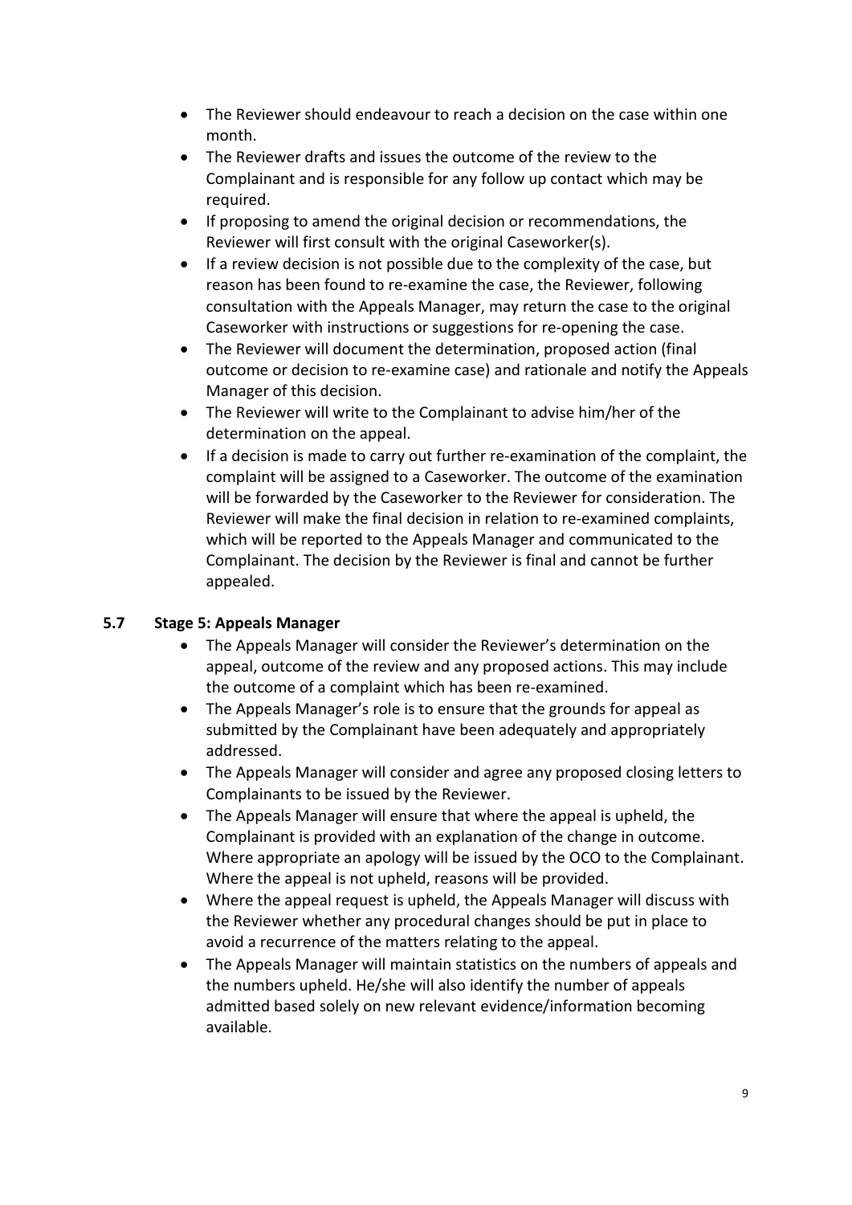- The Reviewer should endeavour to reach a decision on the case within one month.
- The Reviewer drafts and issues the outcome of the review to the Complainant and is responsible for any follow up contact which may be required.
- If proposing to amend the original decision or recommendations, the Reviewer will first consult with the original Caseworker(s).
- If a review decision is not possible due to the complexity of the case, but reason has been found to re-examine the case, the Reviewer, following consultation with the Appeals Manager, may return the case to the original Caseworker with instructions or suggestions for re-opening the case.
- The Reviewer will document the determination, proposed action (final outcome or decision to re-examine case) and rationale and notify the Appeals Manager of this decision.
- The Reviewer will write to the Complainant to advise him/her of the determination on the appeal.
- If a decision is made to carry out further re-examination of the complaint, the complaint will be assigned to a Caseworker. The outcome of the examination will be forwarded by the Caseworker to the Reviewer for consideration. The Reviewer will make the final decision in relation to re-examined complaints, which will be reported to the Appeals Manager and communicated to the Complainant. The decision by the Reviewer is final and cannot be further appealed.

### 5.7 Stage 5: Appeals Manager

- The Appeals Manager will consider the Reviewer's determination on the appeal, outcome of the review and any proposed actions. This may include the outcome of a complaint which has been re-examined.
- The Appeals Manager's role is to ensure that the grounds for appeal as submitted by the Complainant have been adequately and appropriately addressed.
- The Appeals Manager will consider and agree any proposed closing letters to Complainants to be issued by the Reviewer.
- The Appeals Manager will ensure that where the appeal is upheld, the Complainant is provided with an explanation of the change in outcome. Where appropriate an apology will be issued by the OCO to the Complainant. Where the appeal is not upheld, reasons will be provided.
- Where the appeal request is upheld, the Appeals Manager will discuss with the Reviewer whether any procedural changes should be put in place to avoid a recurrence of the matters relating to the appeal.
- The Appeals Manager will maintain statistics on the numbers of appeals and the numbers upheld. He/she will also identify the number of appeals admitted based solely on new relevant evidence/information becoming available.